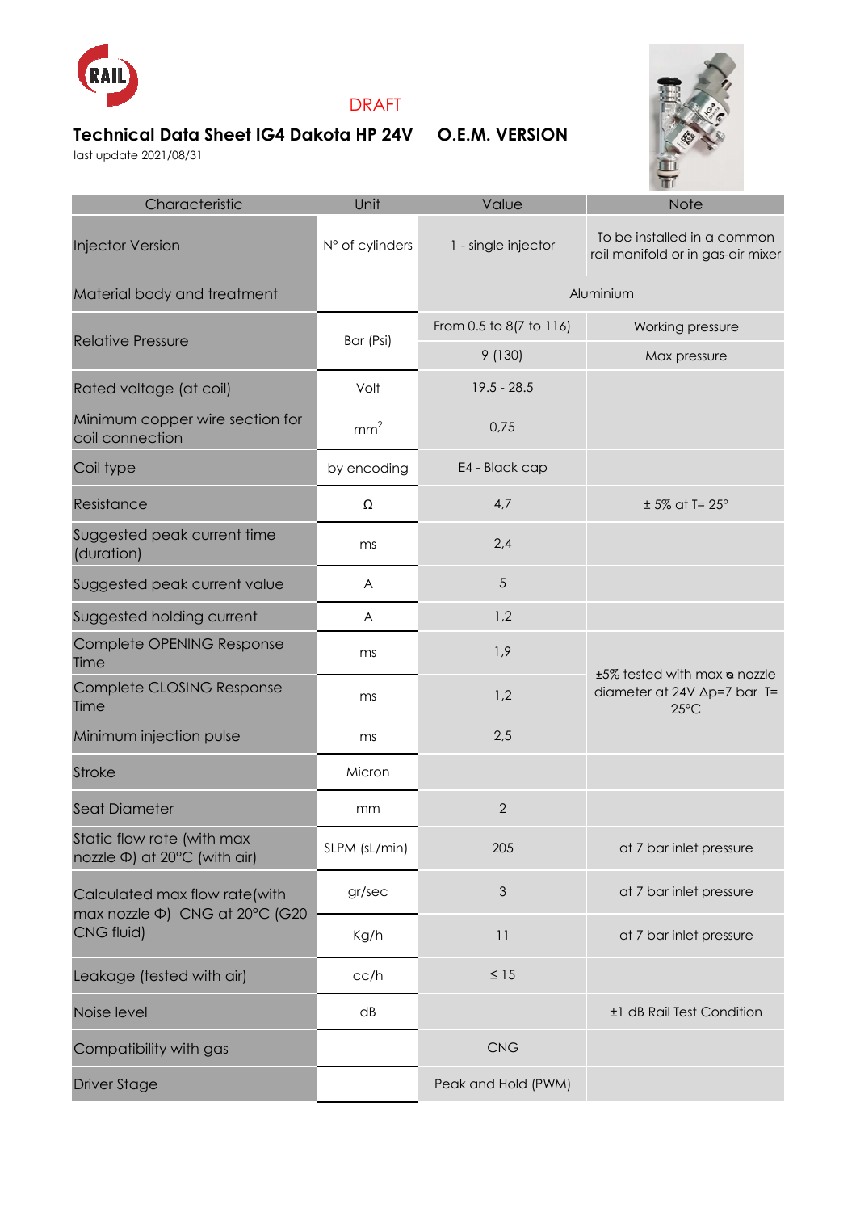DRAFT

# Technical Data Sheet IG4 Dakota HP 24V O.E.M. VERSION

last update 2021/08/31

| Characteristic | Unit | Value | Note |
|---|---|---|---|
| Injector Version | N° of cylinders | 1 - single injector | To be installed in a common rail manifold or in gas-air mixer |
| Material body and treatment | | Aluminium | |
| Relative Pressure | Bar (Psi) | From 0.5 to 8(7 to 116) | Working pressure |
| | | 9 (130) | Max pressure |
| Rated voltage (at coil) | Volt | 19.5 - 28.5 | |
| Minimum copper wire section for coil connection | $mm^2$ | 0,75 | |
| Coil type | by encoding | E4 - Black cap | |
| Resistance | Ω | 4,7 | ± 5% at T= 25° |
| Suggested peak current time (duration) | ms | 2,4 | |
| Suggested peak current value | A | 5 | |
| Suggested holding current | A | 1,2 | |
| Complete OPENING Response Time | ms | 1,9 | ±5% tested with max ⌀ nozzle diameter at 24V Δp=7 bar T= 25°C |
| Complete CLOSING Response Time | ms | 1,2 | |
| Minimum injection pulse | ms | 2,5 | |
| Stroke | Micron | | |
| Seat Diameter | mm | 2 | |
| Static flow rate (with max nozzle Φ) at 20°C (with air) | SLPM (sL/min) | 205 | at 7 bar inlet pressure |
| Calculated max flow rate(with max nozzle Φ) CNG at 20°C (G20 CNG fluid) | gr/sec | 3 | at 7 bar inlet pressure |
| | Kg/h | 11 | at 7 bar inlet pressure |
| Leakage (tested with air) | cc/h | ≤ 15 | |
| Noise level | dB | | ±1 dB Rail Test Condition |
| Compatibility with gas | | CNG | |
| Driver Stage | | Peak and Hold (PWM) | |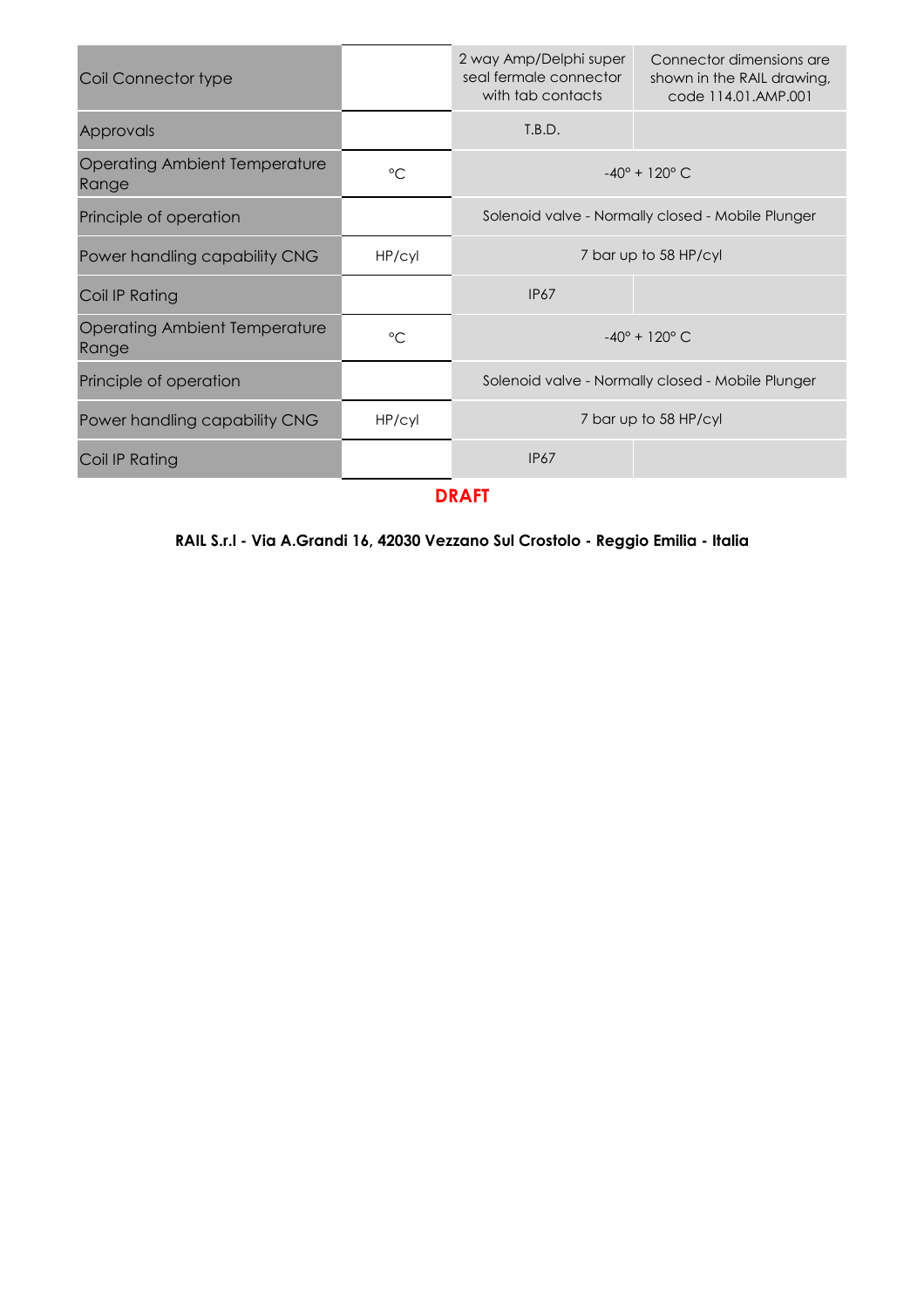| | | | |
|---|---|---|---|
| Coil Connector type | | 2 way Amp/Delphi super seal fermale connector with tab contacts | Connector dimensions are shown in the RAIL drawing, code 114.01.AMP.001 |
| Approvals | | T.B.D. | |
| Operating Ambient Temperature Range | °C | -40° + 120° C | |
| Principle of operation | | Solenoid valve - Normally closed - Mobile Plunger | |
| Power handling capability CNG | HP/cyl | 7 bar up to 58 HP/cyl | |
| Coil IP Rating | | IP67 | |
| Operating Ambient Temperature Range | °C | -40° + 120° C | |
| Principle of operation | | Solenoid valve - Normally closed - Mobile Plunger | |
| Power handling capability CNG | HP/cyl | 7 bar up to 58 HP/cyl | |
| Coil IP Rating | | IP67 | |

**DRAFT**

**RAIL S.r.l - Via A.Grandi 16, 42030 Vezzano Sul Crostolo - Reggio Emilia - Italia**